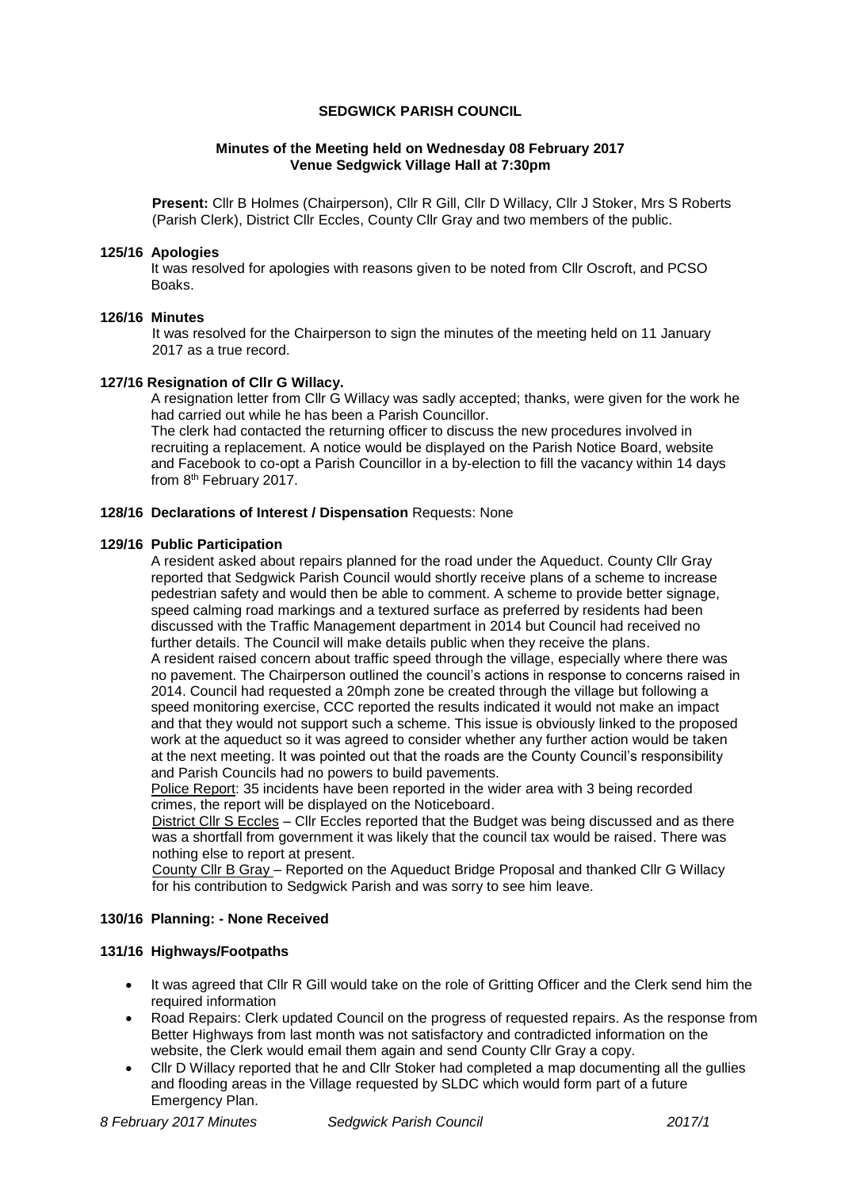# SEDGWICK PARISH COUNCIL

## Minutes of the Meeting held on Wednesday 08 February 2017
## Venue Sedgwick Village Hall at 7:30pm

**Present:** Cllr B Holmes (Chairperson), Cllr R Gill, Cllr D Willacy, Cllr J Stoker, Mrs S Roberts (Parish Clerk), District Cllr Eccles, County Cllr Gray and two members of the public.

### 125/16 Apologies

It was resolved for apologies with reasons given to be noted from Cllr Oscroft, and PCSO Boaks.

### 126/16 Minutes

It was resolved for the Chairperson to sign the minutes of the meeting held on 11 January 2017 as a true record.

### 127/16 Resignation of Cllr G Willacy.

A resignation letter from Cllr G Willacy was sadly accepted; thanks, were given for the work he had carried out while he has been a Parish Councillor.

The clerk had contacted the returning officer to discuss the new procedures involved in recruiting a replacement. A notice would be displayed on the Parish Notice Board, website and Facebook to co-opt a Parish Councillor in a by-election to fill the vacancy within 14 days from 8th February 2017.

### 128/16 Declarations of Interest / Dispensation Requests: None

### 129/16 Public Participation

A resident asked about repairs planned for the road under the Aqueduct. County Cllr Gray reported that Sedgwick Parish Council would shortly receive plans of a scheme to increase pedestrian safety and would then be able to comment. A scheme to provide better signage, speed calming road markings and a textured surface as preferred by residents had been discussed with the Traffic Management department in 2014 but Council had received no further details. The Council will make details public when they receive the plans.

A resident raised concern about traffic speed through the village, especially where there was no pavement. The Chairperson outlined the council's actions in response to concerns raised in 2014. Council had requested a 20mph zone be created through the village but following a speed monitoring exercise, CCC reported the results indicated it would not make an impact and that they would not support such a scheme. This issue is obviously linked to the proposed work at the aqueduct so it was agreed to consider whether any further action would be taken at the next meeting. It was pointed out that the roads are the County Council's responsibility and Parish Councils had no powers to build pavements.

Police Report: 35 incidents have been reported in the wider area with 3 being recorded crimes, the report will be displayed on the Noticeboard.

District Cllr S Eccles – Cllr Eccles reported that the Budget was being discussed and as there was a shortfall from government it was likely that the council tax would be raised. There was nothing else to report at present.

County Cllr B Gray – Reported on the Aqueduct Bridge Proposal and thanked Cllr G Willacy for his contribution to Sedgwick Parish and was sorry to see him leave.

### 130/16 Planning: - None Received

### 131/16 Highways/Footpaths

- It was agreed that Cllr R Gill would take on the role of Gritting Officer and the Clerk send him the required information
- Road Repairs: Clerk updated Council on the progress of requested repairs. As the response from Better Highways from last month was not satisfactory and contradicted information on the website, the Clerk would email them again and send County Cllr Gray a copy.
- Cllr D Willacy reported that he and Cllr Stoker had completed a map documenting all the gullies and flooding areas in the Village requested by SLDC which would form part of a future Emergency Plan.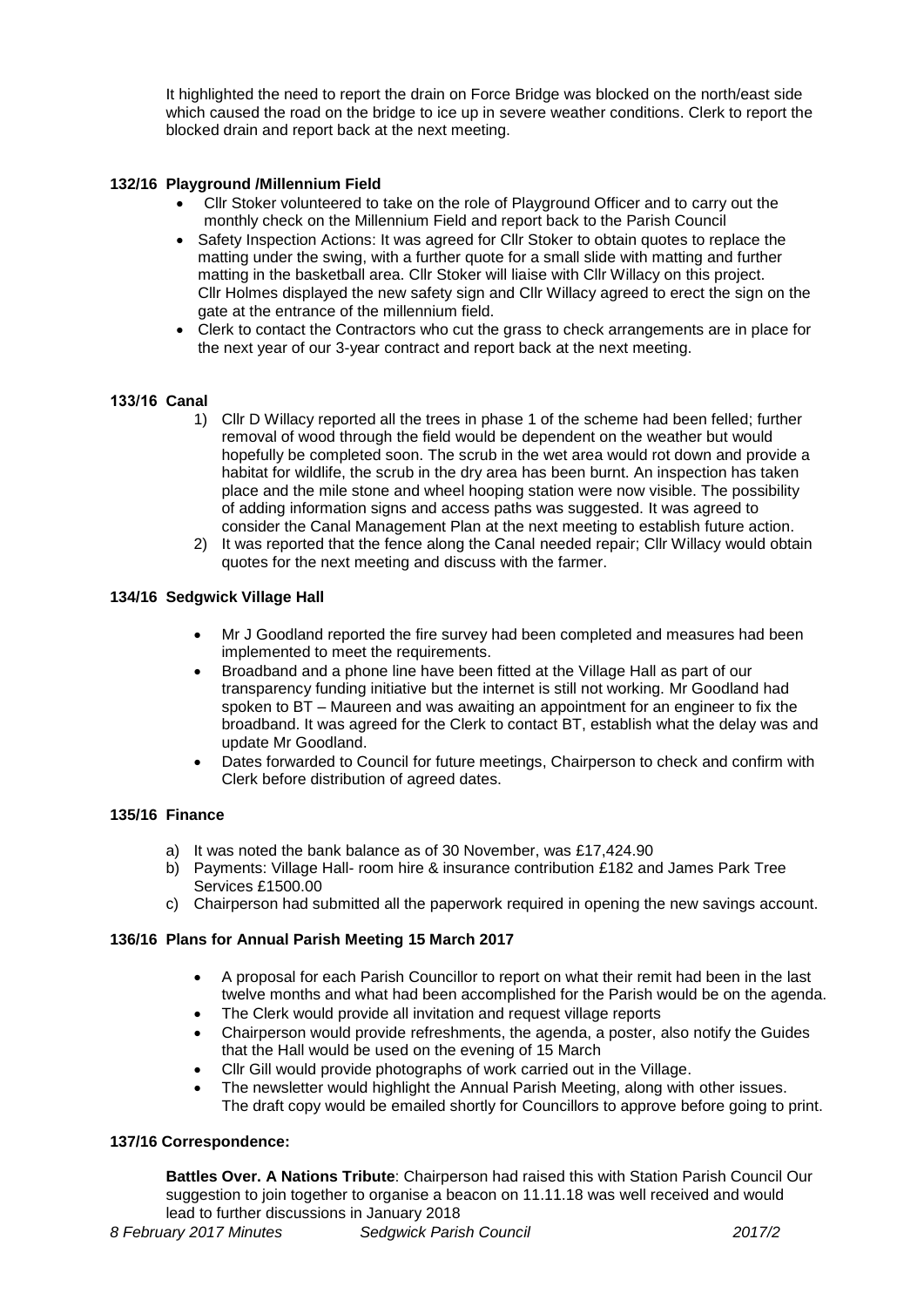It highlighted the need to report the drain on Force Bridge was blocked on the north/east side which caused the road on the bridge to ice up in severe weather conditions. Clerk to report the blocked drain and report back at the next meeting.

**132/16 Playground /Millennium Field**

- Cllr Stoker volunteered to take on the role of Playground Officer and to carry out the monthly check on the Millennium Field and report back to the Parish Council
- Safety Inspection Actions: It was agreed for Cllr Stoker to obtain quotes to replace the matting under the swing, with a further quote for a small slide with matting and further matting in the basketball area. Cllr Stoker will liaise with Cllr Willacy on this project. Cllr Holmes displayed the new safety sign and Cllr Willacy agreed to erect the sign on the gate at the entrance of the millennium field.
- Clerk to contact the Contractors who cut the grass to check arrangements are in place for the next year of our 3-year contract and report back at the next meeting.

**133/16 Canal**

1) Cllr D Willacy reported all the trees in phase 1 of the scheme had been felled; further removal of wood through the field would be dependent on the weather but would hopefully be completed soon. The scrub in the wet area would rot down and provide a habitat for wildlife, the scrub in the dry area has been burnt. An inspection has taken place and the mile stone and wheel hooping station were now visible. The possibility of adding information signs and access paths was suggested. It was agreed to consider the Canal Management Plan at the next meeting to establish future action.
2) It was reported that the fence along the Canal needed repair; Cllr Willacy would obtain quotes for the next meeting and discuss with the farmer.

**134/16 Sedgwick Village Hall**

- Mr J Goodland reported the fire survey had been completed and measures had been implemented to meet the requirements.
- Broadband and a phone line have been fitted at the Village Hall as part of our transparency funding initiative but the internet is still not working. Mr Goodland had spoken to BT – Maureen and was awaiting an appointment for an engineer to fix the broadband. It was agreed for the Clerk to contact BT, establish what the delay was and update Mr Goodland.
- Dates forwarded to Council for future meetings, Chairperson to check and confirm with Clerk before distribution of agreed dates.

**135/16 Finance**

a) It was noted the bank balance as of 30 November, was £17,424.90
b) Payments: Village Hall- room hire & insurance contribution £182 and James Park Tree Services £1500.00
c) Chairperson had submitted all the paperwork required in opening the new savings account.

**136/16 Plans for Annual Parish Meeting 15 March 2017**

- A proposal for each Parish Councillor to report on what their remit had been in the last twelve months and what had been accomplished for the Parish would be on the agenda.
- The Clerk would provide all invitation and request village reports
- Chairperson would provide refreshments, the agenda, a poster, also notify the Guides that the Hall would be used on the evening of 15 March
- Cllr Gill would provide photographs of work carried out in the Village.
- The newsletter would highlight the Annual Parish Meeting, along with other issues. The draft copy would be emailed shortly for Councillors to approve before going to print.

**137/16 Correspondence:**

**Battles Over. A Nations Tribute**: Chairperson had raised this with Station Parish Council Our suggestion to join together to organise a beacon on 11.11.18 was well received and would lead to further discussions in January 2018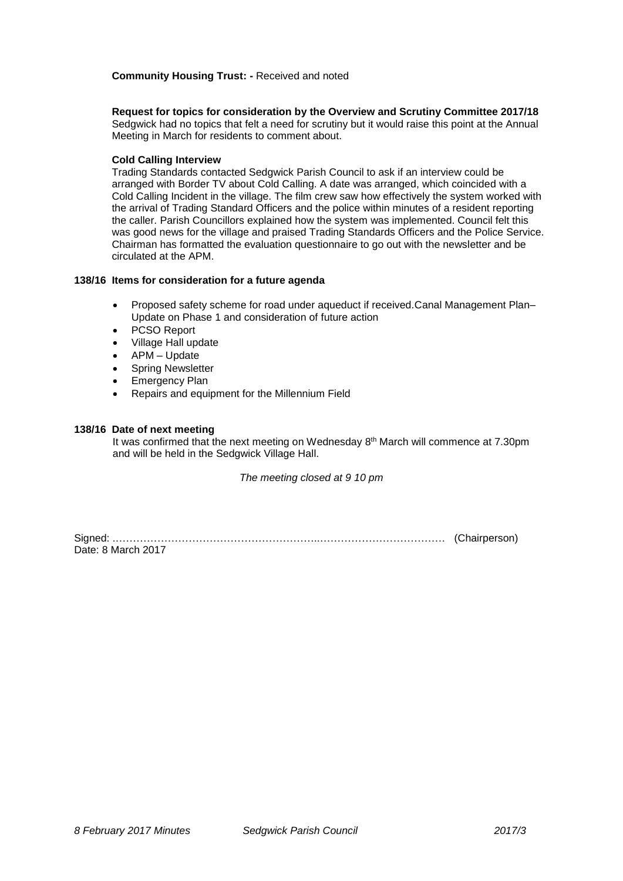**Community Housing Trust: -** Received and noted

**Request for topics for consideration by the Overview and Scrutiny Committee 2017/18**
Sedgwick had no topics that felt a need for scrutiny but it would raise this point at the Annual Meeting in March for residents to comment about.

**Cold Calling Interview**
Trading Standards contacted Sedgwick Parish Council to ask if an interview could be arranged with Border TV about Cold Calling. A date was arranged, which coincided with a Cold Calling Incident in the village. The film crew saw how effectively the system worked with the arrival of Trading Standard Officers and the police within minutes of a resident reporting the caller. Parish Councillors explained how the system was implemented. Council felt this was good news for the village and praised Trading Standards Officers and the Police Service. Chairman has formatted the evaluation questionnaire to go out with the newsletter and be circulated at the APM.

**138/16 Items for consideration for a future agenda**

- Proposed safety scheme for road under aqueduct if received.Canal Management Plan– Update on Phase 1 and consideration of future action
- PCSO Report
- Village Hall update
- APM – Update
- Spring Newsletter
- Emergency Plan
- Repairs and equipment for the Millennium Field

**138/16 Date of next meeting**
It was confirmed that the next meeting on Wednesday 8th March will commence at 7.30pm and will be held in the Sedgwick Village Hall.

*The meeting closed at 9 10 pm*

Signed: …………………………………………………..……………………………… (Chairperson)
Date: 8 March 2017